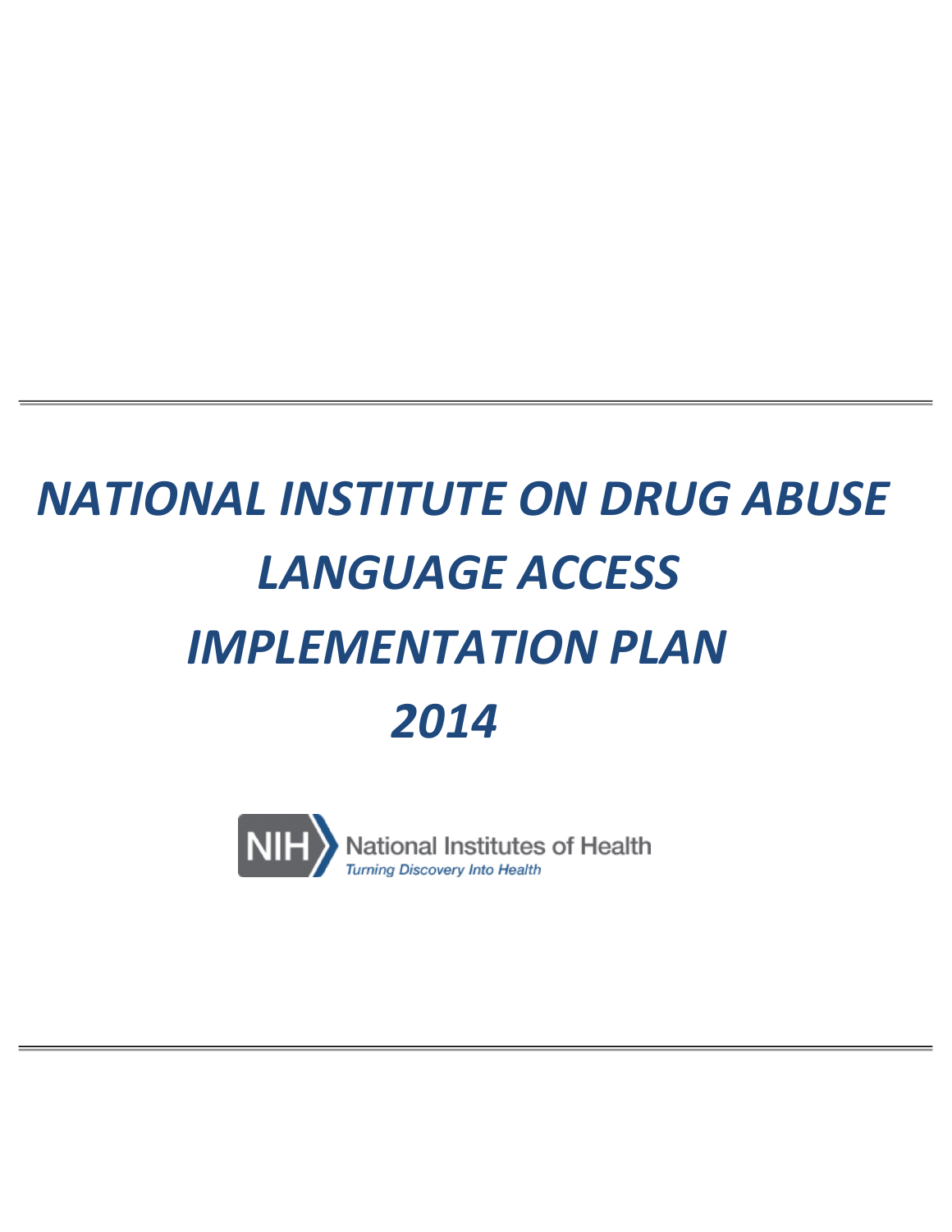# *NATIONAL INSTITUTE ON DRUG ABUSE LANGUAGE ACCESS IMPLEMENTATION PLAN 2014*

NIH National Institutes of Health

*Turning Discovery Into Health*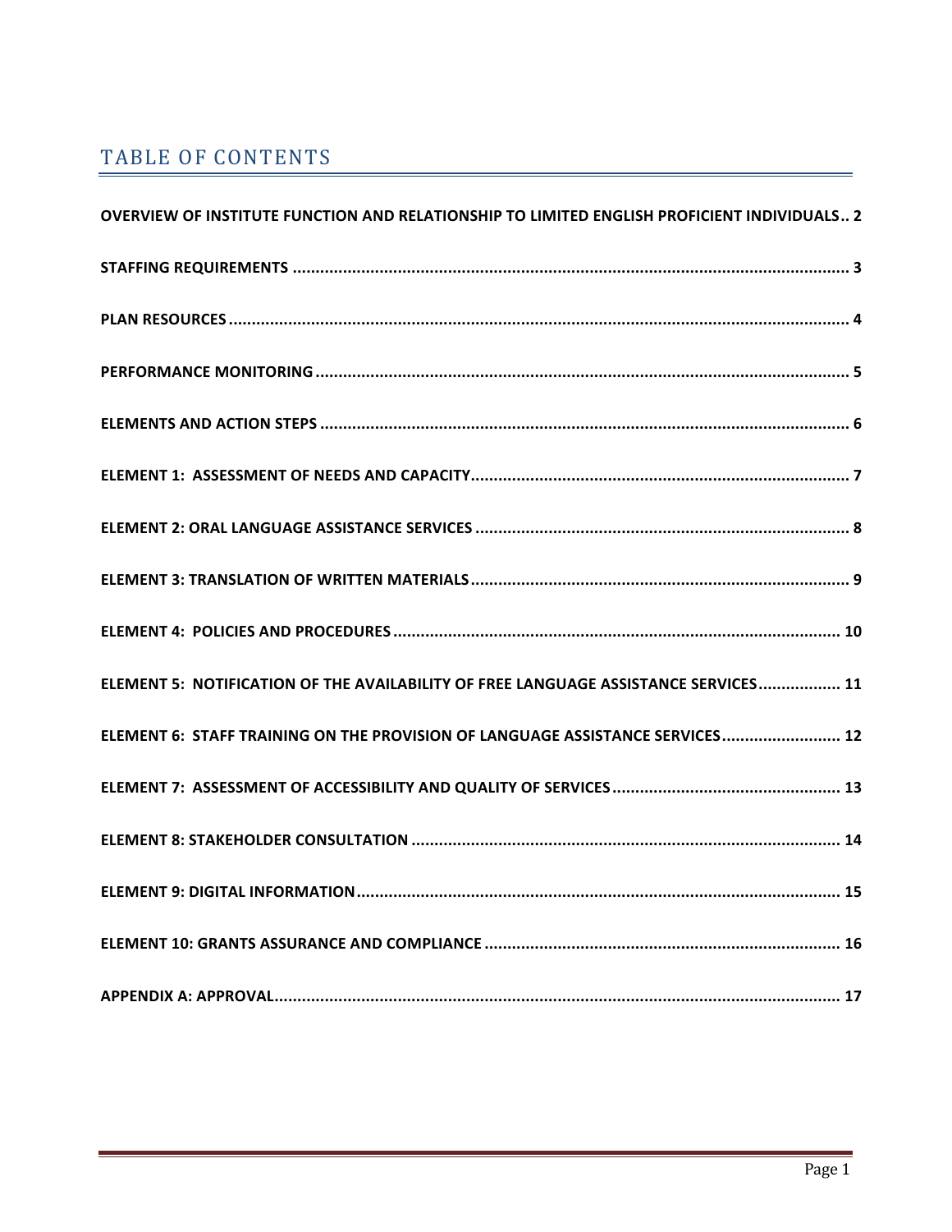# TABLE OF CONTENTS

**OVERVIEW OF INSTITUTE FUNCTION AND RELATIONSHIP TO LIMITED ENGLISH PROFICIENT INDIVIDUALS.. 2**

**STAFFING REQUIREMENTS ........................................................................................................................ 3**

**PLAN RESOURCES ........................................................................................................................................ 4**

**PERFORMANCE MONITORING .................................................................................................................... 5**

**ELEMENTS AND ACTION STEPS .................................................................................................................... 6**

**ELEMENT 1: ASSESSMENT OF NEEDS AND CAPACITY .................................................................................... 7**

**ELEMENT 2: ORAL LANGUAGE ASSISTANCE SERVICES .................................................................................. 8**

**ELEMENT 3: TRANSLATION OF WRITTEN MATERIALS .................................................................................... 9**

**ELEMENT 4: POLICIES AND PROCEDURES .................................................................................................. 10**

**ELEMENT 5: NOTIFICATION OF THE AVAILABILITY OF FREE LANGUAGE ASSISTANCE SERVICES .................. 11**

**ELEMENT 6: STAFF TRAINING ON THE PROVISION OF LANGUAGE ASSISTANCE SERVICES .......................... 12**

**ELEMENT 7: ASSESSMENT OF ACCESSIBILITY AND QUALITY OF SERVICES .................................................. 13**

**ELEMENT 8: STAKEHOLDER CONSULTATION .............................................................................................. 14**

**ELEMENT 9: DIGITAL INFORMATION .......................................................................................................... 15**

**ELEMENT 10: GRANTS ASSURANCE AND COMPLIANCE .............................................................................. 16**

**APPENDIX A: APPROVAL ............................................................................................................................. 17**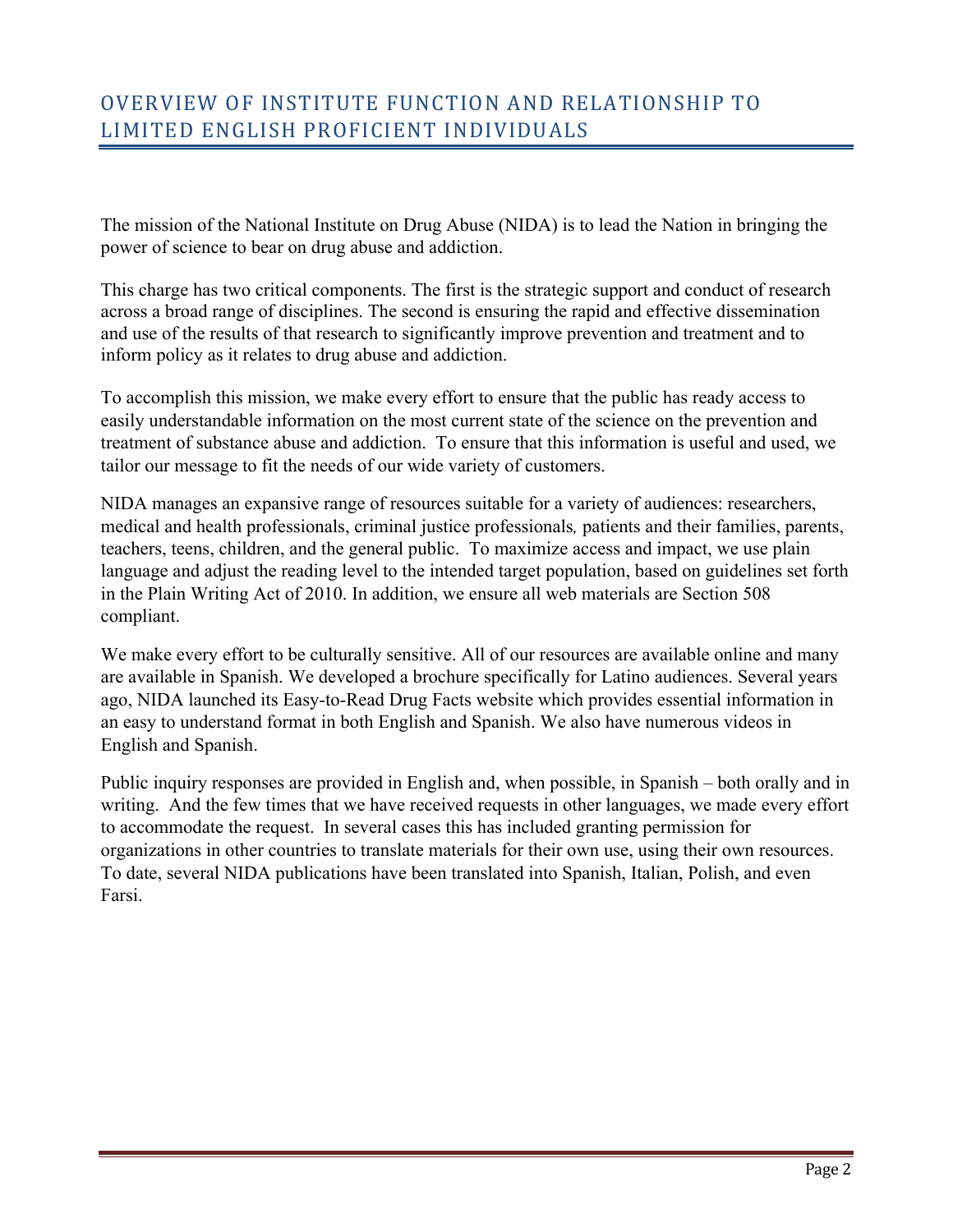## OVERVIEW OF INSTITUTE FUNCTION AND RELATIONSHIP TO LIMITED ENGLISH PROFICIENT INDIVIDUALS

The mission of the National Institute on Drug Abuse (NIDA) is to lead the Nation in bringing the power of science to bear on drug abuse and addiction.

This charge has two critical components. The first is the strategic support and conduct of research across a broad range of disciplines. The second is ensuring the rapid and effective dissemination and use of the results of that research to significantly improve prevention and treatment and to inform policy as it relates to drug abuse and addiction.

To accomplish this mission, we make every effort to ensure that the public has ready access to easily understandable information on the most current state of the science on the prevention and treatment of substance abuse and addiction. To ensure that this information is useful and used, we tailor our message to fit the needs of our wide variety of customers.

NIDA manages an expansive range of resources suitable for a variety of audiences: researchers, medical and health professionals, criminal justice professionals, patients and their families, parents, teachers, teens, children, and the general public. To maximize access and impact, we use plain language and adjust the reading level to the intended target population, based on guidelines set forth in the Plain Writing Act of 2010. In addition, we ensure all web materials are Section 508 compliant.

We make every effort to be culturally sensitive. All of our resources are available online and many are available in Spanish. We developed a brochure specifically for Latino audiences. Several years ago, NIDA launched its Easy-to-Read Drug Facts website which provides essential information in an easy to understand format in both English and Spanish. We also have numerous videos in English and Spanish.

Public inquiry responses are provided in English and, when possible, in Spanish – both orally and in writing. And the few times that we have received requests in other languages, we made every effort to accommodate the request. In several cases this has included granting permission for organizations in other countries to translate materials for their own use, using their own resources. To date, several NIDA publications have been translated into Spanish, Italian, Polish, and even Farsi.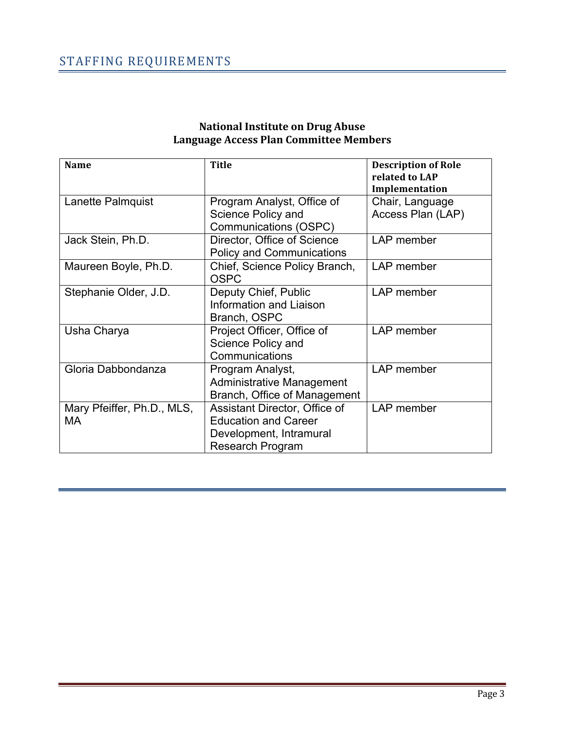# STAFFING REQUIREMENTS

**National Institute on Drug Abuse**
**Language Access Plan Committee Members**

| Name | Title | Description of Role related to LAP Implementation |
|---|---|---|
| Lanette Palmquist | Program Analyst, Office of Science Policy and Communications (OSPC) | Chair, Language Access Plan (LAP) |
| Jack Stein, Ph.D. | Director, Office of Science Policy and Communications | LAP member |
| Maureen Boyle, Ph.D. | Chief, Science Policy Branch, OSPC | LAP member |
| Stephanie Older, J.D. | Deputy Chief, Public Information and Liaison Branch, OSPC | LAP member |
| Usha Charya | Project Officer, Office of Science Policy and Communications | LAP member |
| Gloria Dabbondanza | Program Analyst, Administrative Management Branch, Office of Management | LAP member |
| Mary Pfeiffer, Ph.D., MLS, MA | Assistant Director, Office of Education and Career Development, Intramural Research Program | LAP member |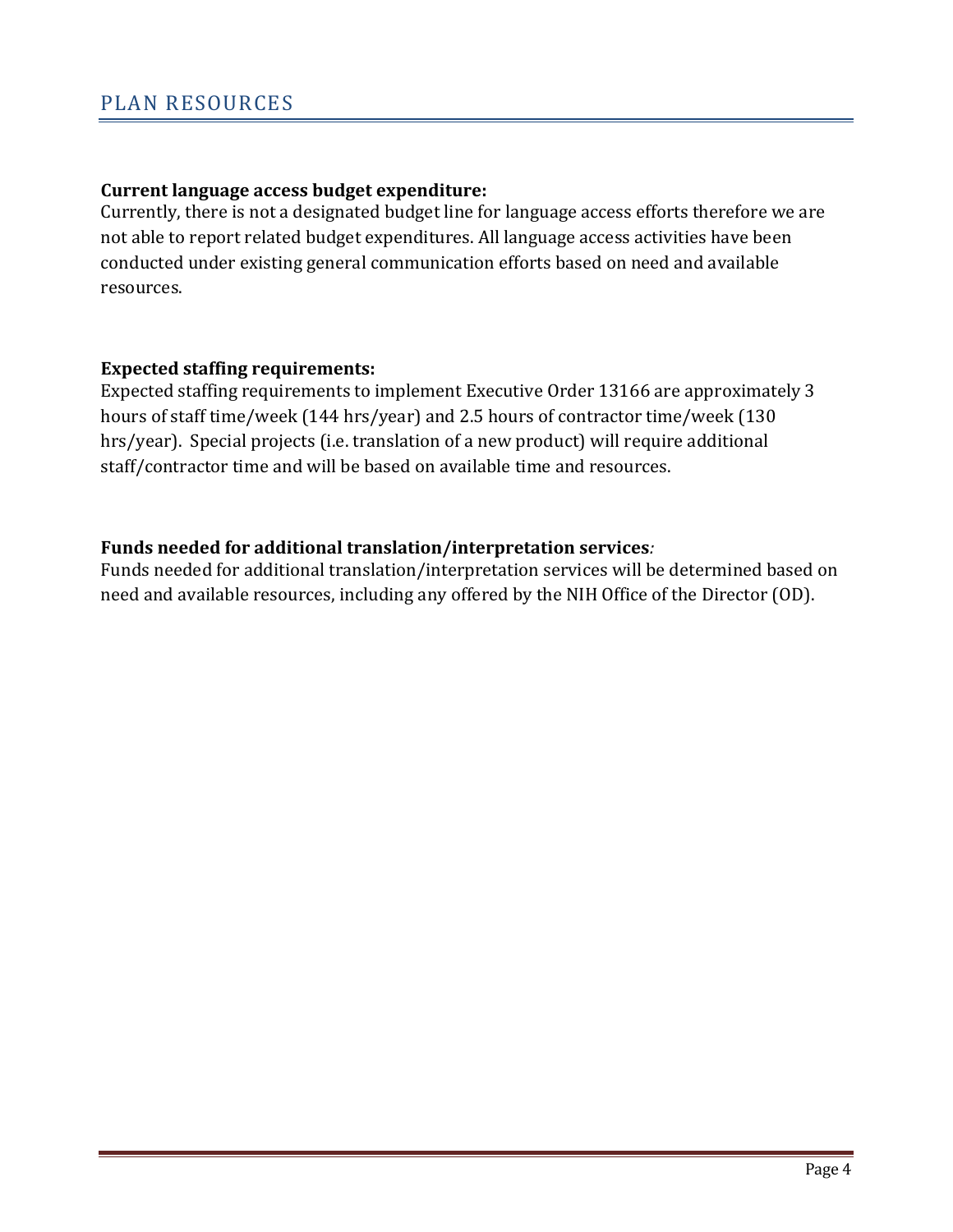## PLAN RESOURCES

**Current language access budget expenditure:**
Currently, there is not a designated budget line for language access efforts therefore we are not able to report related budget expenditures. All language access activities have been conducted under existing general communication efforts based on need and available resources.

**Expected staffing requirements:**
Expected staffing requirements to implement Executive Order 13166 are approximately 3 hours of staff time/week (144 hrs/year) and 2.5 hours of contractor time/week (130 hrs/year). Special projects (i.e. translation of a new product) will require additional staff/contractor time and will be based on available time and resources.

**Funds needed for additional translation/interpretation services***:*
Funds needed for additional translation/interpretation services will be determined based on need and available resources, including any offered by the NIH Office of the Director (OD).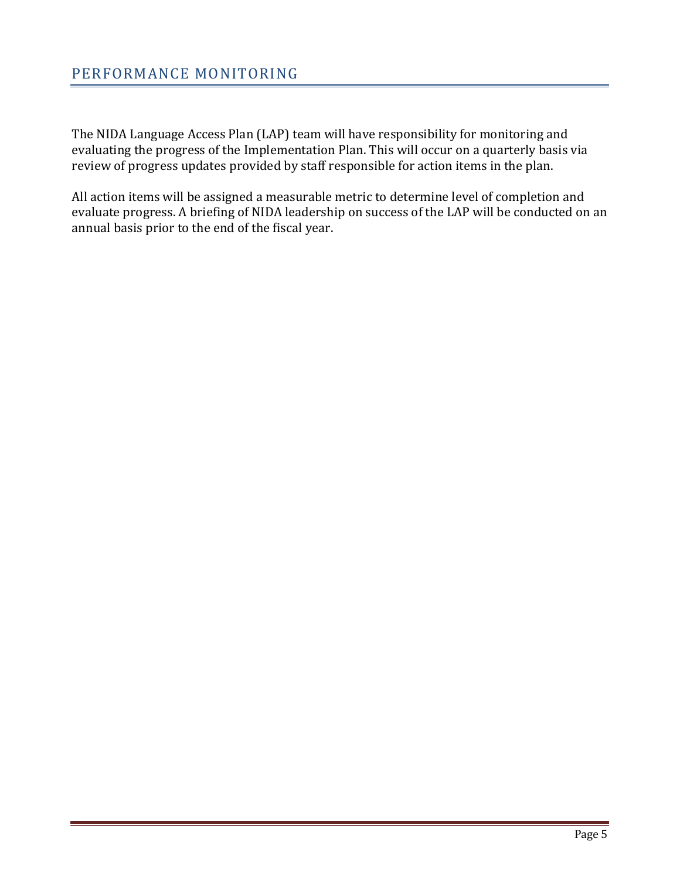## PERFORMANCE MONITORING

The NIDA Language Access Plan (LAP) team will have responsibility for monitoring and evaluating the progress of the Implementation Plan. This will occur on a quarterly basis via review of progress updates provided by staff responsible for action items in the plan.

All action items will be assigned a measurable metric to determine level of completion and evaluate progress. A briefing of NIDA leadership on success of the LAP will be conducted on an annual basis prior to the end of the fiscal year.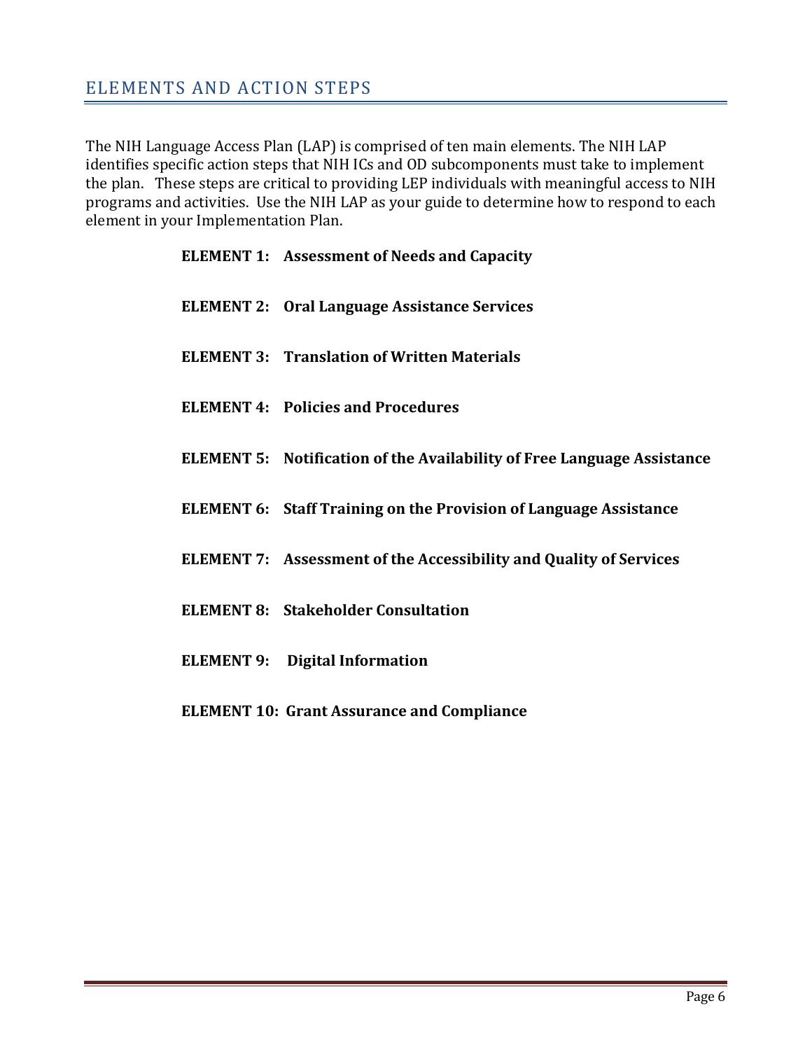## ELEMENTS AND ACTION STEPS

The NIH Language Access Plan (LAP) is comprised of ten main elements. The NIH LAP identifies specific action steps that NIH ICs and OD subcomponents must take to implement the plan. These steps are critical to providing LEP individuals with meaningful access to NIH programs and activities. Use the NIH LAP as your guide to determine how to respond to each element in your Implementation Plan.

**ELEMENT 1: Assessment of Needs and Capacity**

**ELEMENT 2: Oral Language Assistance Services**

**ELEMENT 3: Translation of Written Materials**

**ELEMENT 4: Policies and Procedures**

**ELEMENT 5: Notification of the Availability of Free Language Assistance**

**ELEMENT 6: Staff Training on the Provision of Language Assistance**

**ELEMENT 7: Assessment of the Accessibility and Quality of Services**

**ELEMENT 8: Stakeholder Consultation**

**ELEMENT 9: Digital Information**

**ELEMENT 10: Grant Assurance and Compliance**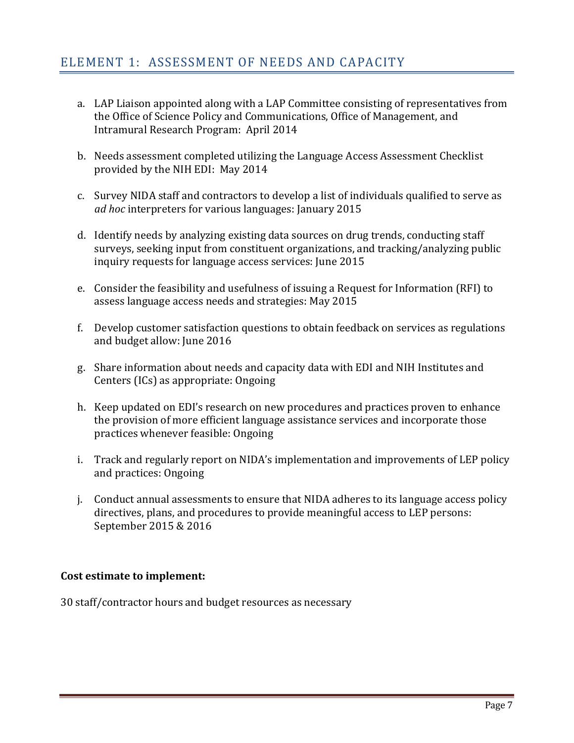## ELEMENT 1: ASSESSMENT OF NEEDS AND CAPACITY

a. LAP Liaison appointed along with a LAP Committee consisting of representatives from the Office of Science Policy and Communications, Office of Management, and Intramural Research Program: April 2014

b. Needs assessment completed utilizing the Language Access Assessment Checklist provided by the NIH EDI: May 2014

c. Survey NIDA staff and contractors to develop a list of individuals qualified to serve as *ad hoc* interpreters for various languages: January 2015

d. Identify needs by analyzing existing data sources on drug trends, conducting staff surveys, seeking input from constituent organizations, and tracking/analyzing public inquiry requests for language access services: June 2015

e. Consider the feasibility and usefulness of issuing a Request for Information (RFI) to assess language access needs and strategies: May 2015

f. Develop customer satisfaction questions to obtain feedback on services as regulations and budget allow: June 2016

g. Share information about needs and capacity data with EDI and NIH Institutes and Centers (ICs) as appropriate: Ongoing

h. Keep updated on EDI's research on new procedures and practices proven to enhance the provision of more efficient language assistance services and incorporate those practices whenever feasible: Ongoing

i. Track and regularly report on NIDA's implementation and improvements of LEP policy and practices: Ongoing

j. Conduct annual assessments to ensure that NIDA adheres to its language access policy directives, plans, and procedures to provide meaningful access to LEP persons: September 2015 & 2016

**Cost estimate to implement:**

30 staff/contractor hours and budget resources as necessary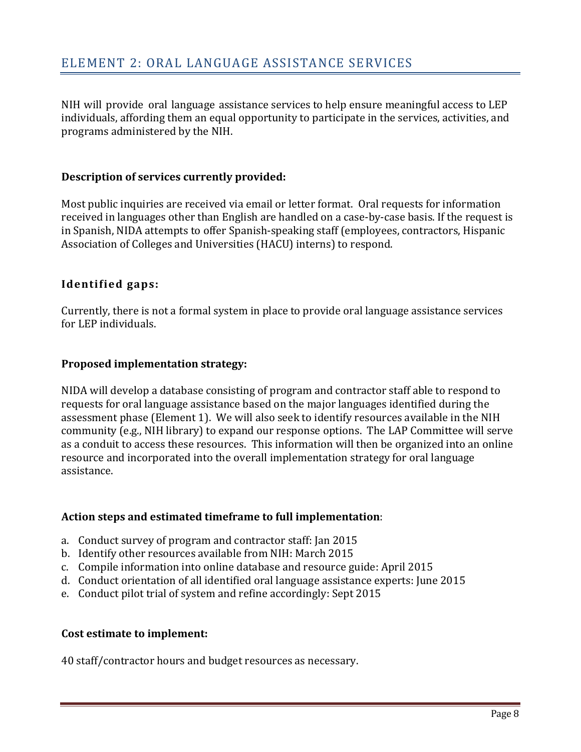## ELEMENT 2: ORAL LANGUAGE ASSISTANCE SERVICES

NIH will provide oral language assistance services to help ensure meaningful access to LEP individuals, affording them an equal opportunity to participate in the services, activities, and programs administered by the NIH.

### Description of services currently provided:

Most public inquiries are received via email or letter format. Oral requests for information received in languages other than English are handled on a case-by-case basis. If the request is in Spanish, NIDA attempts to offer Spanish-speaking staff (employees, contractors, Hispanic Association of Colleges and Universities (HACU) interns) to respond.

### Identified gaps:

Currently, there is not a formal system in place to provide oral language assistance services for LEP individuals.

### Proposed implementation strategy:

NIDA will develop a database consisting of program and contractor staff able to respond to requests for oral language assistance based on the major languages identified during the assessment phase (Element 1). We will also seek to identify resources available in the NIH community (e.g., NIH library) to expand our response options. The LAP Committee will serve as a conduit to access these resources. This information will then be organized into an online resource and incorporated into the overall implementation strategy for oral language assistance.

### Action steps and estimated timeframe to full implementation:

a. Conduct survey of program and contractor staff: Jan 2015
b. Identify other resources available from NIH: March 2015
c. Compile information into online database and resource guide: April 2015
d. Conduct orientation of all identified oral language assistance experts: June 2015
e. Conduct pilot trial of system and refine accordingly: Sept 2015

### Cost estimate to implement:

40 staff/contractor hours and budget resources as necessary.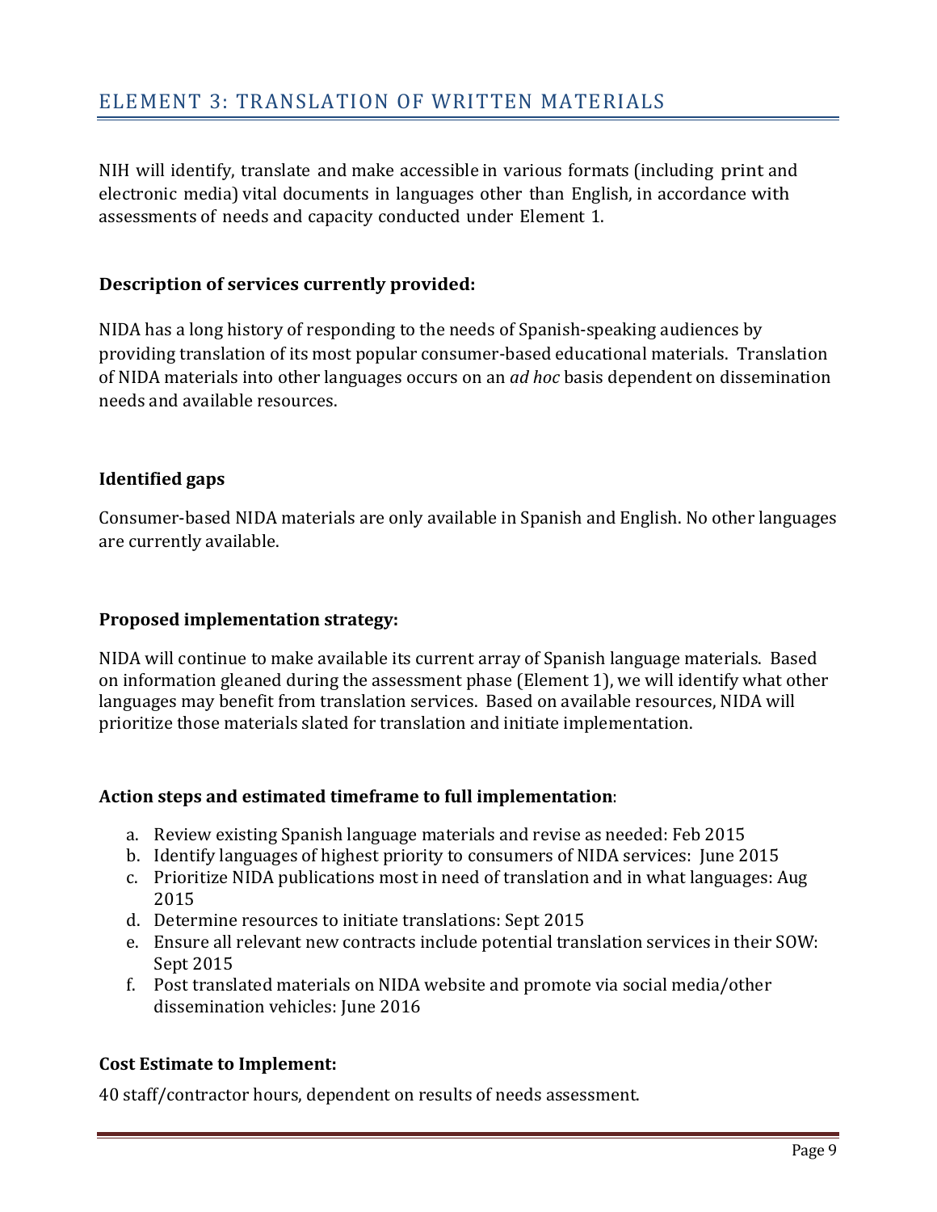## ELEMENT 3: TRANSLATION OF WRITTEN MATERIALS

NIH will identify, translate and make accessible in various formats (including print and electronic media) vital documents in languages other than English, in accordance with assessments of needs and capacity conducted under Element 1.

### Description of services currently provided:

NIDA has a long history of responding to the needs of Spanish-speaking audiences by providing translation of its most popular consumer-based educational materials. Translation of NIDA materials into other languages occurs on an *ad hoc* basis dependent on dissemination needs and available resources.

### Identified gaps

Consumer-based NIDA materials are only available in Spanish and English. No other languages are currently available.

### Proposed implementation strategy:

NIDA will continue to make available its current array of Spanish language materials. Based on information gleaned during the assessment phase (Element 1), we will identify what other languages may benefit from translation services. Based on available resources, NIDA will prioritize those materials slated for translation and initiate implementation.

### Action steps and estimated timeframe to full implementation:

a. Review existing Spanish language materials and revise as needed: Feb 2015
b. Identify languages of highest priority to consumers of NIDA services: June 2015
c. Prioritize NIDA publications most in need of translation and in what languages: Aug 2015
d. Determine resources to initiate translations: Sept 2015
e. Ensure all relevant new contracts include potential translation services in their SOW: Sept 2015
f. Post translated materials on NIDA website and promote via social media/other dissemination vehicles: June 2016

### Cost Estimate to Implement:

40 staff/contractor hours, dependent on results of needs assessment.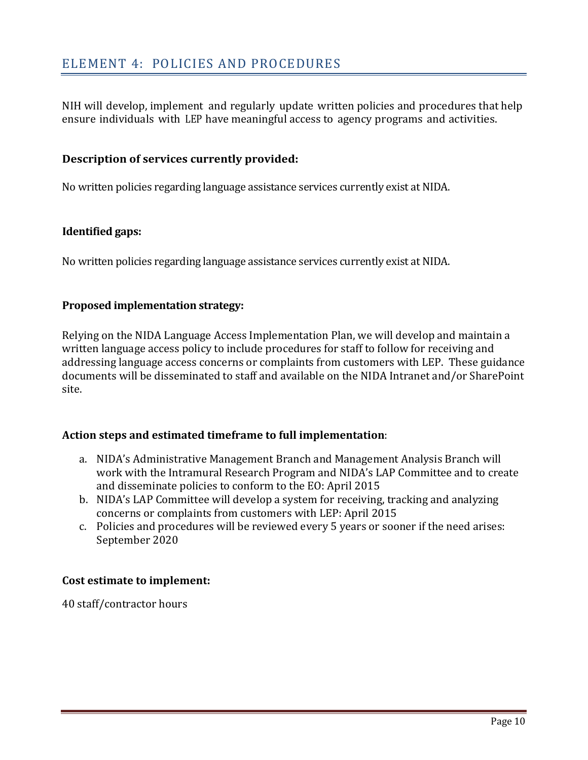## ELEMENT 4: POLICIES AND PROCEDURES

NIH will develop, implement and regularly update written policies and procedures that help ensure individuals with LEP have meaningful access to agency programs and activities.

**Description of services currently provided:**

No written policies regarding language assistance services currently exist at NIDA.

**Identified gaps:**

No written policies regarding language assistance services currently exist at NIDA.

**Proposed implementation strategy:**

Relying on the NIDA Language Access Implementation Plan, we will develop and maintain a written language access policy to include procedures for staff to follow for receiving and addressing language access concerns or complaints from customers with LEP. These guidance documents will be disseminated to staff and available on the NIDA Intranet and/or SharePoint site.

**Action steps and estimated timeframe to full implementation**:

a. NIDA's Administrative Management Branch and Management Analysis Branch will work with the Intramural Research Program and NIDA's LAP Committee and to create and disseminate policies to conform to the EO: April 2015
b. NIDA's LAP Committee will develop a system for receiving, tracking and analyzing concerns or complaints from customers with LEP: April 2015
c. Policies and procedures will be reviewed every 5 years or sooner if the need arises: September 2020

**Cost estimate to implement:**

40 staff/contractor hours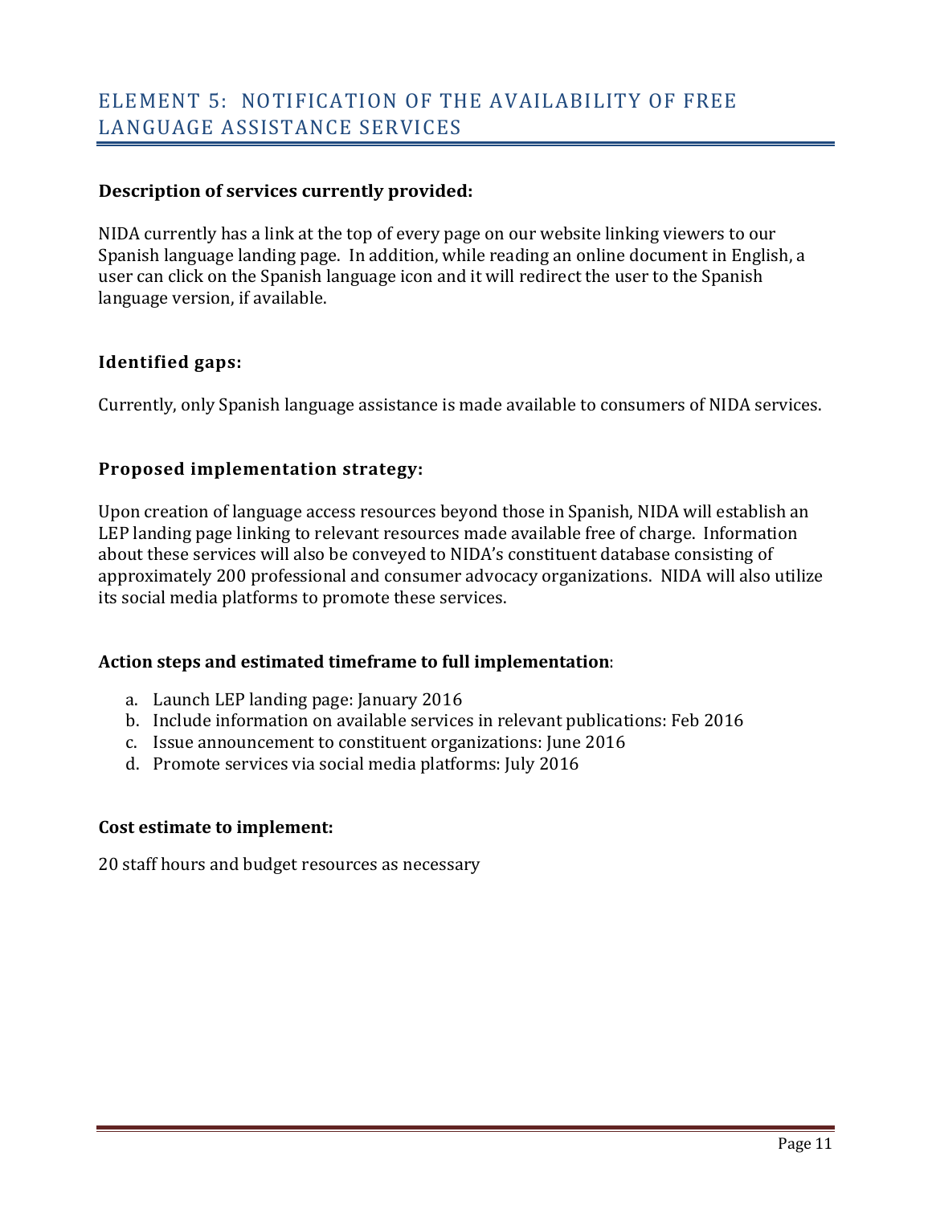## ELEMENT 5: NOTIFICATION OF THE AVAILABILITY OF FREE LANGUAGE ASSISTANCE SERVICES

**Description of services currently provided:**

NIDA currently has a link at the top of every page on our website linking viewers to our Spanish language landing page. In addition, while reading an online document in English, a user can click on the Spanish language icon and it will redirect the user to the Spanish language version, if available.

### Identified gaps:

Currently, only Spanish language assistance is made available to consumers of NIDA services.

### Proposed implementation strategy:

Upon creation of language access resources beyond those in Spanish, NIDA will establish an LEP landing page linking to relevant resources made available free of charge. Information about these services will also be conveyed to NIDA's constituent database consisting of approximately 200 professional and consumer advocacy organizations. NIDA will also utilize its social media platforms to promote these services.

**Action steps and estimated timeframe to full implementation**:

a. Launch LEP landing page: January 2016
b. Include information on available services in relevant publications: Feb 2016
c. Issue announcement to constituent organizations: June 2016
d. Promote services via social media platforms: July 2016

**Cost estimate to implement:**

20 staff hours and budget resources as necessary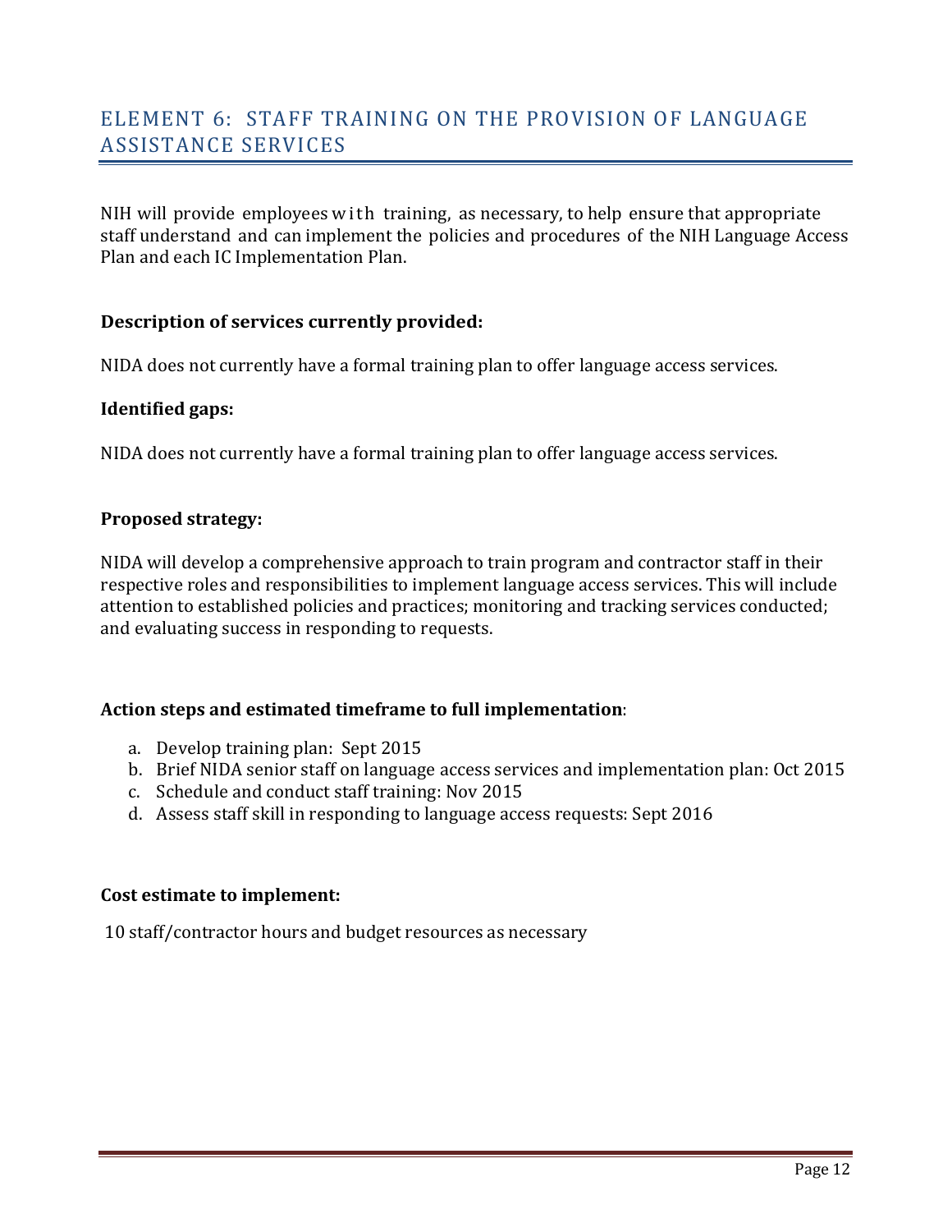## ELEMENT 6: STAFF TRAINING ON THE PROVISION OF LANGUAGE ASSISTANCE SERVICES

NIH will provide employees with training, as necessary, to help ensure that appropriate staff understand and can implement the policies and procedures of the NIH Language Access Plan and each IC Implementation Plan.

**Description of services currently provided:**

NIDA does not currently have a formal training plan to offer language access services.

**Identified gaps:**

NIDA does not currently have a formal training plan to offer language access services.

**Proposed strategy:**

NIDA will develop a comprehensive approach to train program and contractor staff in their respective roles and responsibilities to implement language access services. This will include attention to established policies and practices; monitoring and tracking services conducted; and evaluating success in responding to requests.

**Action steps and estimated timeframe to full implementation**:

a. Develop training plan: Sept 2015
b. Brief NIDA senior staff on language access services and implementation plan: Oct 2015
c. Schedule and conduct staff training: Nov 2015
d. Assess staff skill in responding to language access requests: Sept 2016

**Cost estimate to implement:**

10 staff/contractor hours and budget resources as necessary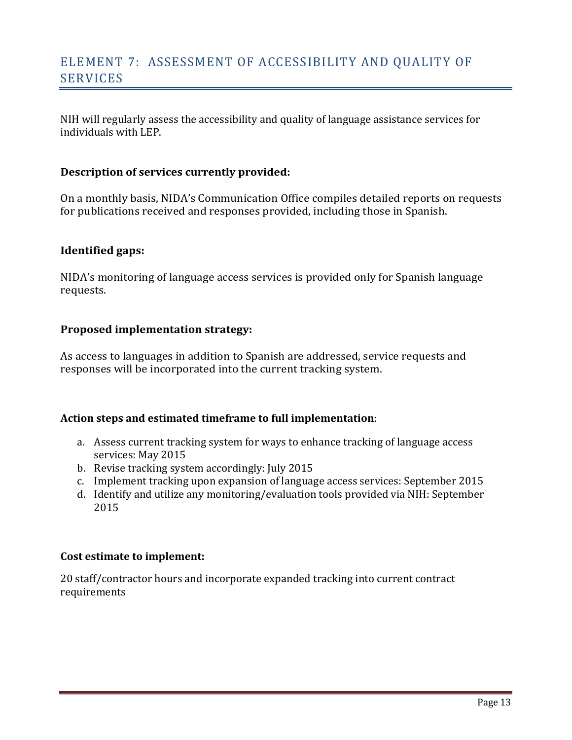## ELEMENT 7: ASSESSMENT OF ACCESSIBILITY AND QUALITY OF SERVICES

NIH will regularly assess the accessibility and quality of language assistance services for individuals with LEP.

**Description of services currently provided:**

On a monthly basis, NIDA's Communication Office compiles detailed reports on requests for publications received and responses provided, including those in Spanish.

**Identified gaps:**

NIDA's monitoring of language access services is provided only for Spanish language requests.

**Proposed implementation strategy:**

As access to languages in addition to Spanish are addressed, service requests and responses will be incorporated into the current tracking system.

**Action steps and estimated timeframe to full implementation**:

a. Assess current tracking system for ways to enhance tracking of language access services: May 2015
b. Revise tracking system accordingly: July 2015
c. Implement tracking upon expansion of language access services: September 2015
d. Identify and utilize any monitoring/evaluation tools provided via NIH: September 2015

**Cost estimate to implement:**

20 staff/contractor hours and incorporate expanded tracking into current contract requirements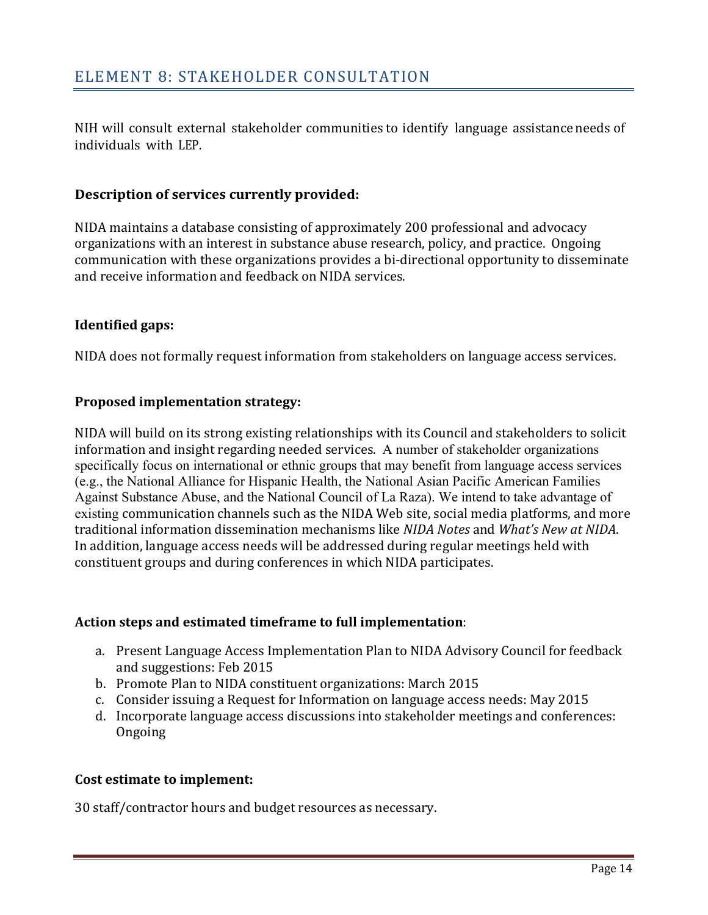## ELEMENT 8: STAKEHOLDER CONSULTATION

NIH will consult external stakeholder communities to identify language assistance needs of individuals with LEP.

### Description of services currently provided:

NIDA maintains a database consisting of approximately 200 professional and advocacy organizations with an interest in substance abuse research, policy, and practice. Ongoing communication with these organizations provides a bi-directional opportunity to disseminate and receive information and feedback on NIDA services.

### Identified gaps:

NIDA does not formally request information from stakeholders on language access services.

### Proposed implementation strategy:

NIDA will build on its strong existing relationships with its Council and stakeholders to solicit information and insight regarding needed services. A number of stakeholder organizations specifically focus on international or ethnic groups that may benefit from language access services (e.g., the National Alliance for Hispanic Health, the National Asian Pacific American Families Against Substance Abuse, and the National Council of La Raza). We intend to take advantage of existing communication channels such as the NIDA Web site, social media platforms, and more traditional information dissemination mechanisms like *NIDA Notes* and *What's New at NIDA*. In addition, language access needs will be addressed during regular meetings held with constituent groups and during conferences in which NIDA participates.

### Action steps and estimated timeframe to full implementation:

a. Present Language Access Implementation Plan to NIDA Advisory Council for feedback and suggestions: Feb 2015
b. Promote Plan to NIDA constituent organizations: March 2015
c. Consider issuing a Request for Information on language access needs: May 2015
d. Incorporate language access discussions into stakeholder meetings and conferences: Ongoing

### Cost estimate to implement:

30 staff/contractor hours and budget resources as necessary.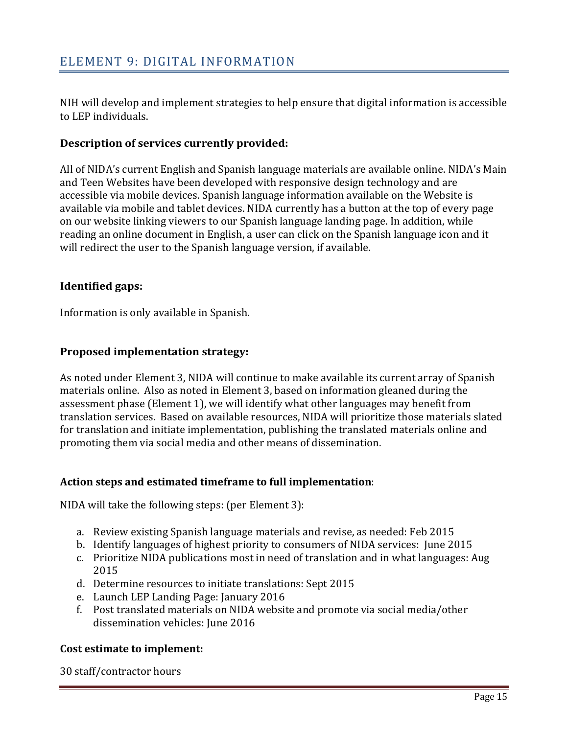## ELEMENT 9: DIGITAL INFORMATION

NIH will develop and implement strategies to help ensure that digital information is accessible to LEP individuals.

**Description of services currently provided:**

All of NIDA's current English and Spanish language materials are available online. NIDA's Main and Teen Websites have been developed with responsive design technology and are accessible via mobile devices. Spanish language information available on the Website is available via mobile and tablet devices. NIDA currently has a button at the top of every page on our website linking viewers to our Spanish language landing page. In addition, while reading an online document in English, a user can click on the Spanish language icon and it will redirect the user to the Spanish language version, if available.

**Identified gaps:**

Information is only available in Spanish.

**Proposed implementation strategy:**

As noted under Element 3, NIDA will continue to make available its current array of Spanish materials online. Also as noted in Element 3, based on information gleaned during the assessment phase (Element 1), we will identify what other languages may benefit from translation services. Based on available resources, NIDA will prioritize those materials slated for translation and initiate implementation, publishing the translated materials online and promoting them via social media and other means of dissemination.

**Action steps and estimated timeframe to full implementation**:

NIDA will take the following steps: (per Element 3):

a. Review existing Spanish language materials and revise, as needed: Feb 2015
b. Identify languages of highest priority to consumers of NIDA services: June 2015
c. Prioritize NIDA publications most in need of translation and in what languages: Aug 2015
d. Determine resources to initiate translations: Sept 2015
e. Launch LEP Landing Page: January 2016
f. Post translated materials on NIDA website and promote via social media/other dissemination vehicles: June 2016

**Cost estimate to implement:**

30 staff/contractor hours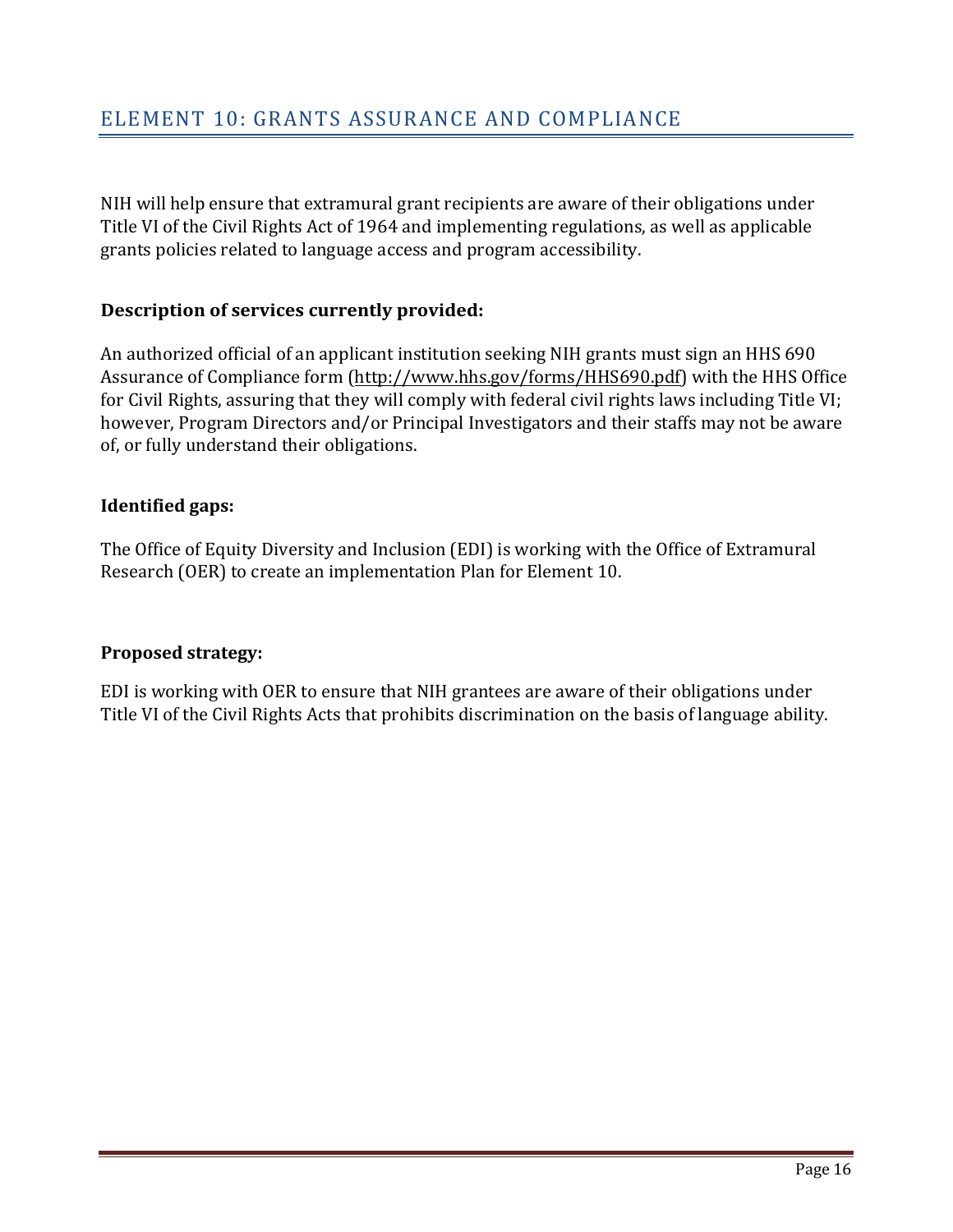## ELEMENT 10: GRANTS ASSURANCE AND COMPLIANCE

NIH will help ensure that extramural grant recipients are aware of their obligations under Title VI of the Civil Rights Act of 1964 and implementing regulations, as well as applicable grants policies related to language access and program accessibility.

**Description of services currently provided:**

An authorized official of an applicant institution seeking NIH grants must sign an HHS 690 Assurance of Compliance form (http://www.hhs.gov/forms/HHS690.pdf) with the HHS Office for Civil Rights, assuring that they will comply with federal civil rights laws including Title VI; however, Program Directors and/or Principal Investigators and their staffs may not be aware of, or fully understand their obligations.

**Identified gaps:**

The Office of Equity Diversity and Inclusion (EDI) is working with the Office of Extramural Research (OER) to create an implementation Plan for Element 10.

**Proposed strategy:**

EDI is working with OER to ensure that NIH grantees are aware of their obligations under Title VI of the Civil Rights Acts that prohibits discrimination on the basis of language ability.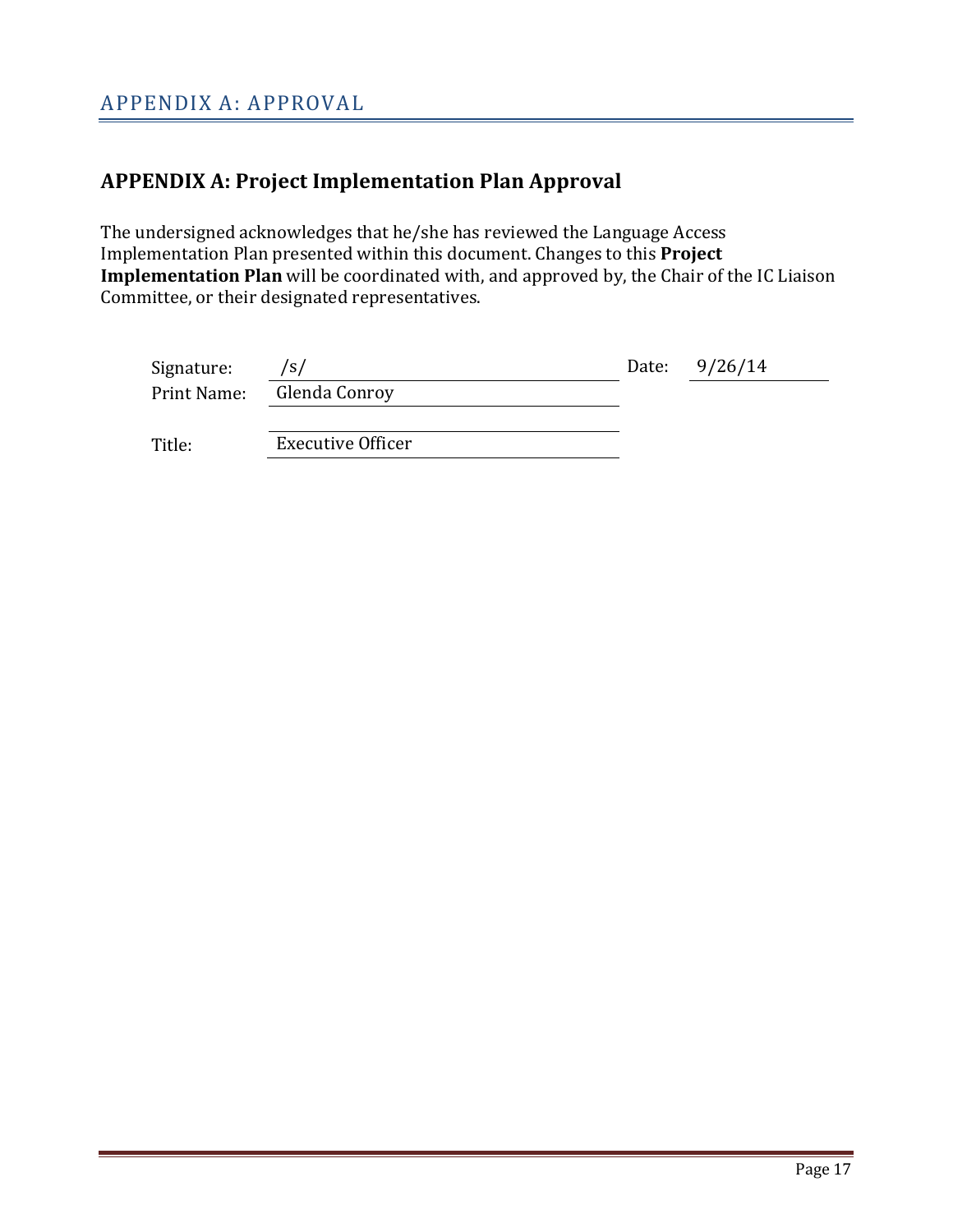## APPENDIX A: APPROVAL

### APPENDIX A: Project Implementation Plan Approval

The undersigned acknowledges that he/she has reviewed the Language Access Implementation Plan presented within this document. Changes to this **Project Implementation Plan** will be coordinated with, and approved by, the Chair of the IC Liaison Committee, or their designated representatives.

| | | | |
|---|---|---|---|
| Signature: | /s/ | Date: | 9/26/14 |
| Print Name: | Glenda Conroy | | |
| Title: | Executive Officer | | |